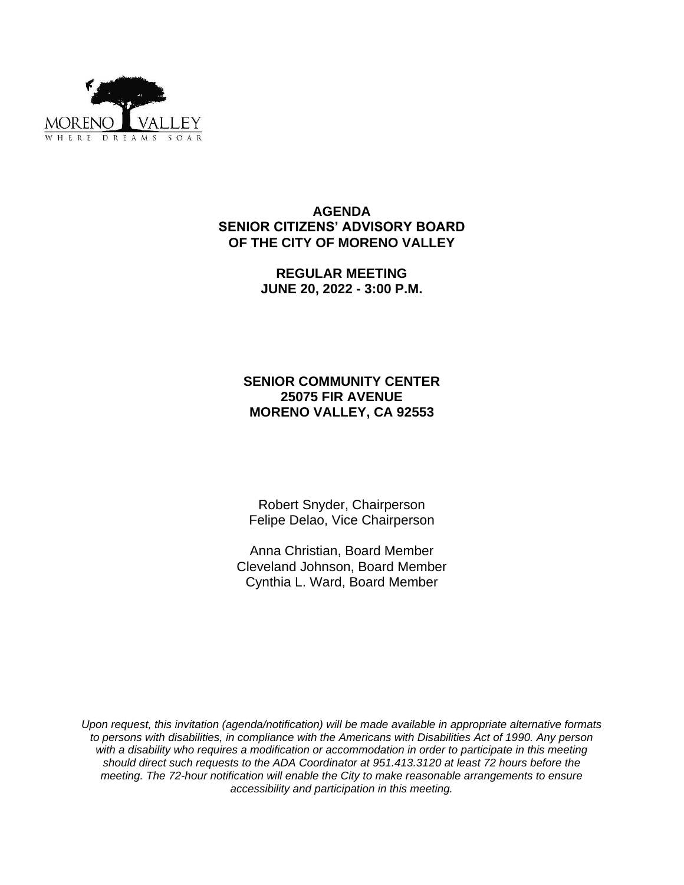MORENO VALLEY
WHERE DREAMS SOAR

# AGENDA
# SENIOR CITIZENS' ADVISORY BOARD OF THE CITY OF MORENO VALLEY

## REGULAR MEETING
## JUNE 20, 2022 - 3:00 P.M.

**SENIOR COMMUNITY CENTER**
**25075 FIR AVENUE**
**MORENO VALLEY, CA 92553**

Robert Snyder, Chairperson
Felipe Delao, Vice Chairperson

Anna Christian, Board Member
Cleveland Johnson, Board Member
Cynthia L. Ward, Board Member

*Upon request, this invitation (agenda/notification) will be made available in appropriate alternative formats to persons with disabilities, in compliance with the Americans with Disabilities Act of 1990. Any person with a disability who requires a modification or accommodation in order to participate in this meeting should direct such requests to the ADA Coordinator at 951.413.3120 at least 72 hours before the meeting. The 72-hour notification will enable the City to make reasonable arrangements to ensure accessibility and participation in this meeting.*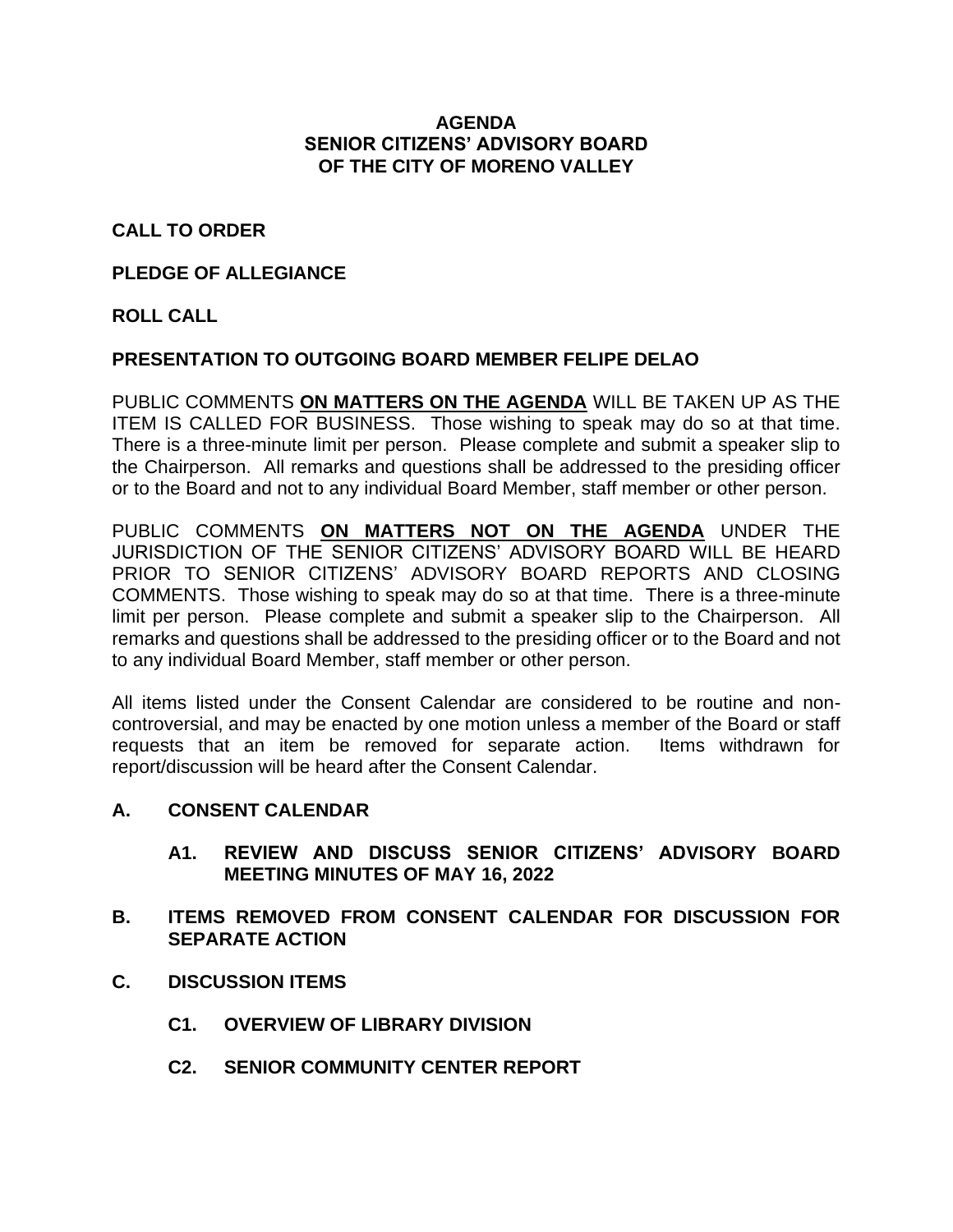# AGENDA
# SENIOR CITIZENS' ADVISORY BOARD
# OF THE CITY OF MORENO VALLEY

**CALL TO ORDER**

**PLEDGE OF ALLEGIANCE**

**ROLL CALL**

**PRESENTATION TO OUTGOING BOARD MEMBER FELIPE DELAO**

PUBLIC COMMENTS **ON MATTERS ON THE AGENDA** WILL BE TAKEN UP AS THE ITEM IS CALLED FOR BUSINESS. Those wishing to speak may do so at that time. There is a three-minute limit per person. Please complete and submit a speaker slip to the Chairperson. All remarks and questions shall be addressed to the presiding officer or to the Board and not to any individual Board Member, staff member or other person.

PUBLIC COMMENTS **ON MATTERS NOT ON THE AGENDA** UNDER THE JURISDICTION OF THE SENIOR CITIZENS' ADVISORY BOARD WILL BE HEARD PRIOR TO SENIOR CITIZENS' ADVISORY BOARD REPORTS AND CLOSING COMMENTS. Those wishing to speak may do so at that time. There is a three-minute limit per person. Please complete and submit a speaker slip to the Chairperson. All remarks and questions shall be addressed to the presiding officer or to the Board and not to any individual Board Member, staff member or other person.

All items listed under the Consent Calendar are considered to be routine and non-controversial, and may be enacted by one motion unless a member of the Board or staff requests that an item be removed for separate action. Items withdrawn for report/discussion will be heard after the Consent Calendar.

**A. CONSENT CALENDAR**

**A1. REVIEW AND DISCUSS SENIOR CITIZENS' ADVISORY BOARD MEETING MINUTES OF MAY 16, 2022**

**B. ITEMS REMOVED FROM CONSENT CALENDAR FOR DISCUSSION FOR SEPARATE ACTION**

**C. DISCUSSION ITEMS**

**C1. OVERVIEW OF LIBRARY DIVISION**

**C2. SENIOR COMMUNITY CENTER REPORT**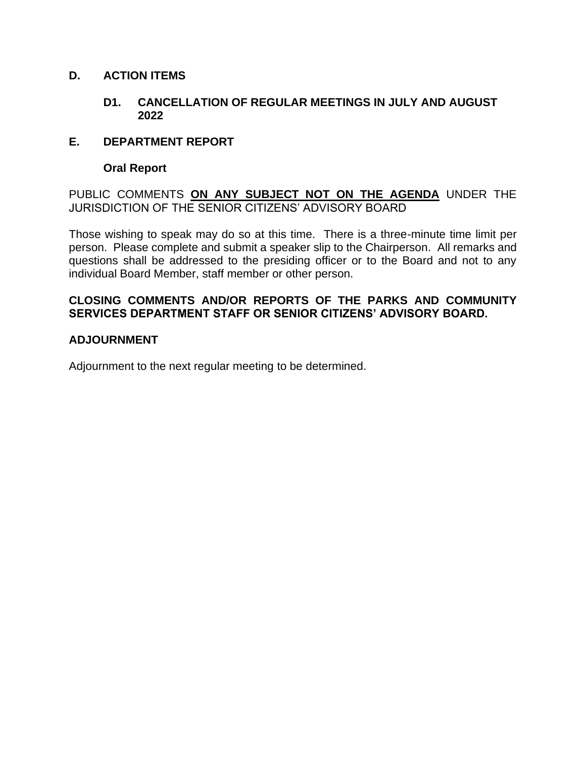## D. ACTION ITEMS

### D1. CANCELLATION OF REGULAR MEETINGS IN JULY AND AUGUST 2022

## E. DEPARTMENT REPORT

### Oral Report

PUBLIC COMMENTS **ON ANY SUBJECT NOT ON THE AGENDA** UNDER THE JURISDICTION OF THE SENIOR CITIZENS' ADVISORY BOARD

Those wishing to speak may do so at this time. There is a three-minute time limit per person. Please complete and submit a speaker slip to the Chairperson. All remarks and questions shall be addressed to the presiding officer or to the Board and not to any individual Board Member, staff member or other person.

**CLOSING COMMENTS AND/OR REPORTS OF THE PARKS AND COMMUNITY SERVICES DEPARTMENT STAFF OR SENIOR CITIZENS' ADVISORY BOARD.**

## ADJOURNMENT

Adjournment to the next regular meeting to be determined.